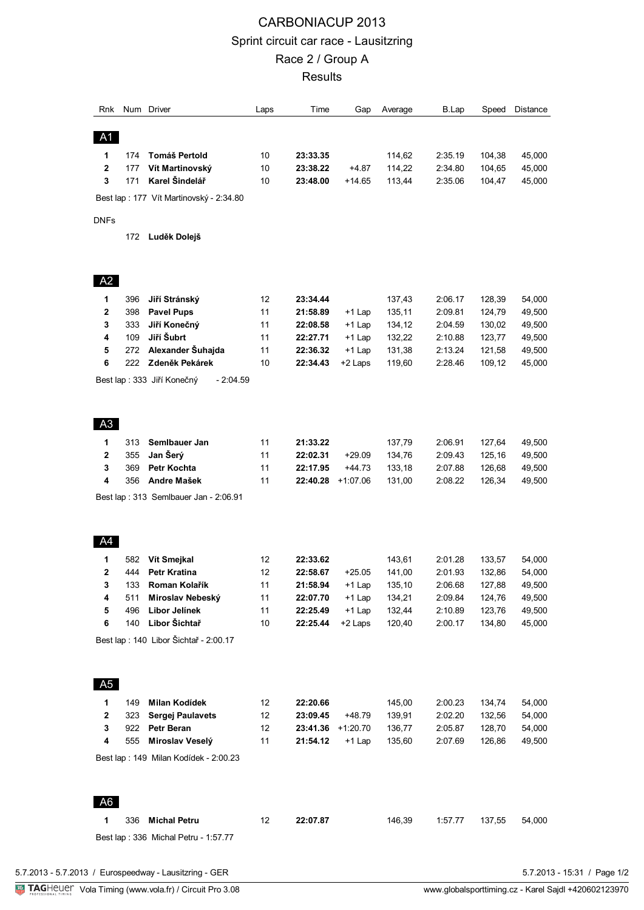# CARBONIACUP 2013

## Sprint circuit car race - Lausitzring

## Race 2 / Group A

## Results

| Rnk | Num | Driver | Laps | Time | Gap | Average | B.Lap | Speed | Distance |
|---|---|---|---|---|---|---|---|---|---|
| **A1** | | | | | | | | | |
| **1** | 174 | **Tomáš Pertold** | 10 | **23:33.35** | | 114,62 | 2:35.19 | 104,38 | 45,000 |
| **2** | 177 | **Vít Martinovský** | 10 | **23:38.22** | +4.87 | 114,22 | 2:34.80 | 104,65 | 45,000 |
| **3** | 171 | **Karel Šindelář** | 10 | **23:48.00** | +14.65 | 113,44 | 2:35.06 | 104,47 | 45,000 |

Best lap : 177 Vít Martinovský - 2:34.80

DNFs

| Rnk | Num | Driver |
|---|---|---|
| | 172 | **Luděk Dolejš** |

| Rnk | Num | Driver | Laps | Time | Gap | Average | B.Lap | Speed | Distance |
|---|---|---|---|---|---|---|---|---|---|
| **A2** | | | | | | | | | |
| **1** | 396 | **Jiří Stránský** | 12 | **23:34.44** | | 137,43 | 2:06.17 | 128,39 | 54,000 |
| **2** | 398 | **Pavel Pups** | 11 | **21:58.89** | +1 Lap | 135,11 | 2:09.81 | 124,79 | 49,500 |
| **3** | 333 | **Jiří Konečný** | 11 | **22:08.58** | +1 Lap | 134,12 | 2:04.59 | 130,02 | 49,500 |
| **4** | 109 | **Jiří Šubrt** | 11 | **22:27.71** | +1 Lap | 132,22 | 2:10.88 | 123,77 | 49,500 |
| **5** | 272 | **Alexander Šuhajda** | 11 | **22:36.32** | +1 Lap | 131,38 | 2:13.24 | 121,58 | 49,500 |
| **6** | 222 | **Zdeněk Pekárek** | 10 | **22:34.43** | +2 Laps | 119,60 | 2:28.46 | 109,12 | 45,000 |

Best lap : 333 Jiří Konečný - 2:04.59

| Rnk | Num | Driver | Laps | Time | Gap | Average | B.Lap | Speed | Distance |
|---|---|---|---|---|---|---|---|---|---|
| **A3** | | | | | | | | | |
| **1** | 313 | **Semlbauer Jan** | 11 | **21:33.22** | | 137,79 | 2:06.91 | 127,64 | 49,500 |
| **2** | 355 | **Jan Šerý** | 11 | **22:02.31** | +29.09 | 134,76 | 2:09.43 | 125,16 | 49,500 |
| **3** | 369 | **Petr Kochta** | 11 | **22:17.95** | +44.73 | 133,18 | 2:07.88 | 126,68 | 49,500 |
| **4** | 356 | **Andre Mašek** | 11 | **22:40.28** | +1:07.06 | 131,00 | 2:08.22 | 126,34 | 49,500 |

Best lap : 313 Semlbauer Jan - 2:06.91

| Rnk | Num | Driver | Laps | Time | Gap | Average | B.Lap | Speed | Distance |
|---|---|---|---|---|---|---|---|---|---|
| **A4** | | | | | | | | | |
| **1** | 582 | **Vít Smejkal** | 12 | **22:33.62** | | 143,61 | 2:01.28 | 133,57 | 54,000 |
| **2** | 444 | **Petr Kratina** | 12 | **22:58.67** | +25.05 | 141,00 | 2:01.93 | 132,86 | 54,000 |
| **3** | 133 | **Roman Kolařík** | 11 | **21:58.94** | +1 Lap | 135,10 | 2:06.68 | 127,88 | 49,500 |
| **4** | 511 | **Miroslav Nebeský** | 11 | **22:07.70** | +1 Lap | 134,21 | 2:09.84 | 124,76 | 49,500 |
| **5** | 496 | **Libor Jelínek** | 11 | **22:25.49** | +1 Lap | 132,44 | 2:10.89 | 123,76 | 49,500 |
| **6** | 140 | **Libor Šichtař** | 10 | **22:25.44** | +2 Laps | 120,40 | 2:00.17 | 134,80 | 45,000 |

Best lap : 140 Libor Šichtař - 2:00.17

| Rnk | Num | Driver | Laps | Time | Gap | Average | B.Lap | Speed | Distance |
|---|---|---|---|---|---|---|---|---|---|
| **A5** | | | | | | | | | |
| **1** | 149 | **Milan Kodídek** | 12 | **22:20.66** | | 145,00 | 2:00.23 | 134,74 | 54,000 |
| **2** | 323 | **Sergej Paulavets** | 12 | **23:09.45** | +48.79 | 139,91 | 2:02.20 | 132,56 | 54,000 |
| **3** | 922 | **Petr Beran** | 12 | **23:41.36** | +1:20.70 | 136,77 | 2:05.87 | 128,70 | 54,000 |
| **4** | 555 | **Miroslav Veselý** | 11 | **21:54.12** | +1 Lap | 135,60 | 2:07.69 | 126,86 | 49,500 |

Best lap : 149 Milan Kodídek - 2:00.23

| Rnk | Num | Driver | Laps | Time | Gap | Average | B.Lap | Speed | Distance |
|---|---|---|---|---|---|---|---|---|---|
| **A6** | | | | | | | | | |
| **1** | 336 | **Michal Petru** | 12 | **22:07.87** | | 146,39 | 1:57.77 | 137,55 | 54,000 |

Best lap : 336 Michal Petru - 1:57.77

5.7.2013 - 5.7.2013 / Eurospeedway - Lausitzring - GER

5.7.2013 - 15:31

TAGHeuer Vola Timing (www.vola.fr) / Circuit Pro 3.08

www.globalsporttiming.cz - Karel Sajdl +420602123970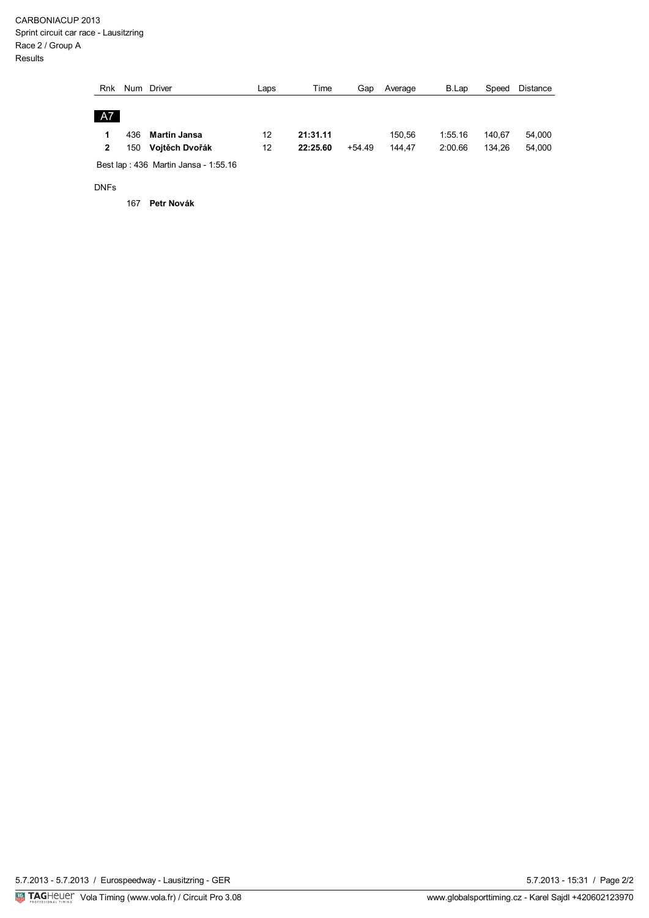CARBONIACUP 2013
Sprint circuit car race - Lausitzring
Race 2 / Group A
Results

| Rnk | Num | Driver | Laps | Time | Gap | Average | B.Lap | Speed | Distance |
|---|---|---|---|---|---|---|---|---|---|
| A7 | | | | | | | | | |
| **1** | 436 | **Martin Jansa** | 12 | **21:31.11** | | 150,56 | 1:55.16 | 140,67 | 54,000 |
| **2** | 150 | **Vojtěch Dvořák** | 12 | **22:25.60** | +54.49 | 144,47 | 2:00.66 | 134,26 | 54,000 |

Best lap : 436 Martin Jansa - 1:55.16

DNFs

167 **Petr Novák**

5.7.2013 - 5.7.2013 / Eurospeedway - Lausitzring - GER

5.7.2013 - 15:31

Vola Timing (www.vola.fr) / Circuit Pro 3.08

www.globalsporttiming.cz - Karel Sajdl +420602123970